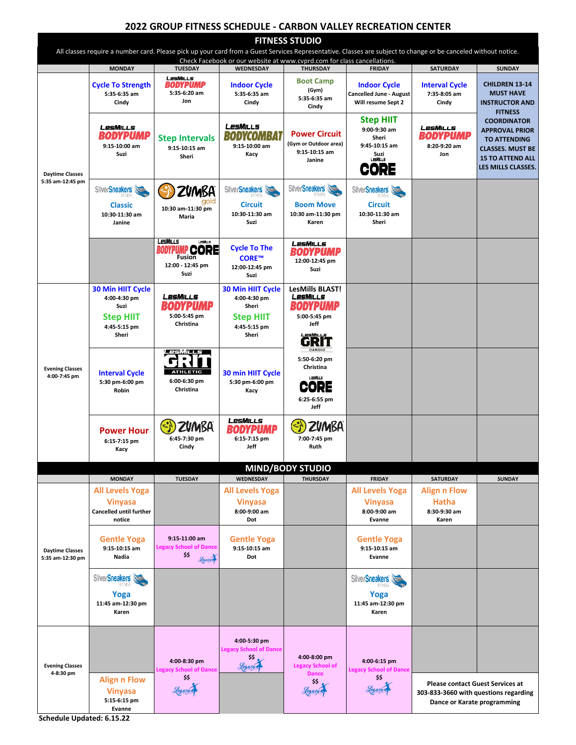# 2022 GROUP FITNESS SCHEDULE - CARBON VALLEY RECREATION CENTER

## FITNESS STUDIO

All classes require a number card. Please pick up your card from a Guest Services Representative. Classes are subject to change or be canceled without notice. Check Facebook or our website at www.cvprd.com for class cancellations.

| | MONDAY | TUESDAY | WEDNESDAY | THURSDAY | FRIDAY | SATURDAY | SUNDAY |
|---|---|---|---|---|---|---|---|
| Daytime Classes 5:35 am-12:45 pm | Cycle To Strength 5:35-6:35 am Cindy | LesMills BODYPUMP 5:35-6:20 am Jon | Indoor Cycle 5:35-6:35 am Cindy | Boot Camp (Gym) 5:35-6:35 am Cindy | Indoor Cycle Cancelled June - August Will resume Sept 2 | Interval Cycle 7:35-8:05 am Cindy | CHILDREN 13-14 MUST HAVE INSTRUCTOR AND FITNESS COORDINATOR APPROVAL PRIOR TO ATTENDING CLASSES. MUST BE 15 TO ATTEND ALL LES MILLS CLASSES. |
| | LesMills BODYPUMP 9:15-10:00 am Suzi | Step Intervals 9:15-10:15 am Sheri | LesMills BODYCOMBAT 9:15-10:00 am Kacy | Power Circuit (Gym or Outdoor area) 9:15-10:15 am Janine | Step HIIT 9:00-9:30 am Sheri; 9:45-10:15 am Suzi LesMills CORE | LesMills BODYPUMP 8:20-9:20 am Jon | |
| | SilverSneakers Classic 10:30-11:30 am Janine | Zumba gold 10:30 am-11:30 pm Maria | SilverSneakers Circuit 10:30-11:30 am Suzi | SilverSneakers Boom Move 10:30 am-11:30 pm Karen | SilverSneakers Circuit 10:30-11:30 am Sheri | | |
| | | LesMills BODYPUMP LesMills CORE Fusion 12:00 - 12:45 pm Suzi | Cycle To The CORE™ 12:00-12:45 pm Suzi | LesMills BODYPUMP 12:00-12:45 pm Suzi | | | |
| Evening Classes 4:00-7:45 pm | 30 Min HIIT Cycle 4:00-4:30 pm Suzi; Step HIIT 4:45-5:15 pm Sheri | LesMills BODYPUMP 5:00-5:45 pm Christina | 30 Min HIIT Cycle 4:00-4:30 pm Sheri; Step HIIT 4:45-5:15 pm Sheri | LesMills BLAST! LesMills BODYPUMP 5:00-5:45 pm Jeff | | | |
| | Interval Cycle 5:30 pm-6:00 pm Robin | LesMills GRIT ATHLETIC 6:00-6:30 pm Christina | 30 min HIIT Cycle 5:30 pm-6:00 pm Kacy | LesMills GRIT CARDIO 5:50-6:20 pm Christina; LesMills CORE 6:25-6:55 pm Jeff | | | |
| | Power Hour 6:15-7:15 pm Kacy | Zumba 6:45-7:30 pm Cindy | LesMills BODYPUMP 6:15-7:15 pm Jeff | Zumba 7:00-7:45 pm Ruth | | | |

## MIND/BODY STUDIO

| | MONDAY | TUESDAY | WEDNESDAY | THURSDAY | FRIDAY | SATURDAY | SUNDAY |
|---|---|---|---|---|---|---|---|
| Daytime Classes 5:35 am-12:30 pm | All Levels Yoga Vinyasa Cancelled until further notice | | All Levels Yoga Vinyasa 8:00-9:00 am Dot | | All Levels Yoga Vinyasa 8:00-9:00 am Evanne | Align n Flow Hatha 8:30-9:30 am Karen | |
| | Gentle Yoga 9:15-10:15 am Nadia | 9:15-11:00 am Legacy School of Dance $$ | Gentle Yoga 9:15-10:15 am Dot | | Gentle Yoga 9:15-10:15 am Evanne | | |
| | SilverSneakers Yoga 11:45 am-12:30 pm Karen | | | | SilverSneakers Yoga 11:45 am-12:30 pm Karen | | |
| Evening Classes 4-8:30 pm | Align n Flow Vinyasa 5:15-6:15 pm Evanne | 4:00-8:30 pm Legacy School of Dance $$ | 4:00-5:30 pm Legacy School of Dance $$ | 4:00-8:00 pm Legacy School of Dance $$ | 4:00-6:15 pm Legacy School of Dance $$ | Please contact Guest Services at 303-833-3660 with questions regarding Dance or Karate programming | |

Schedule Updated: 6.15.22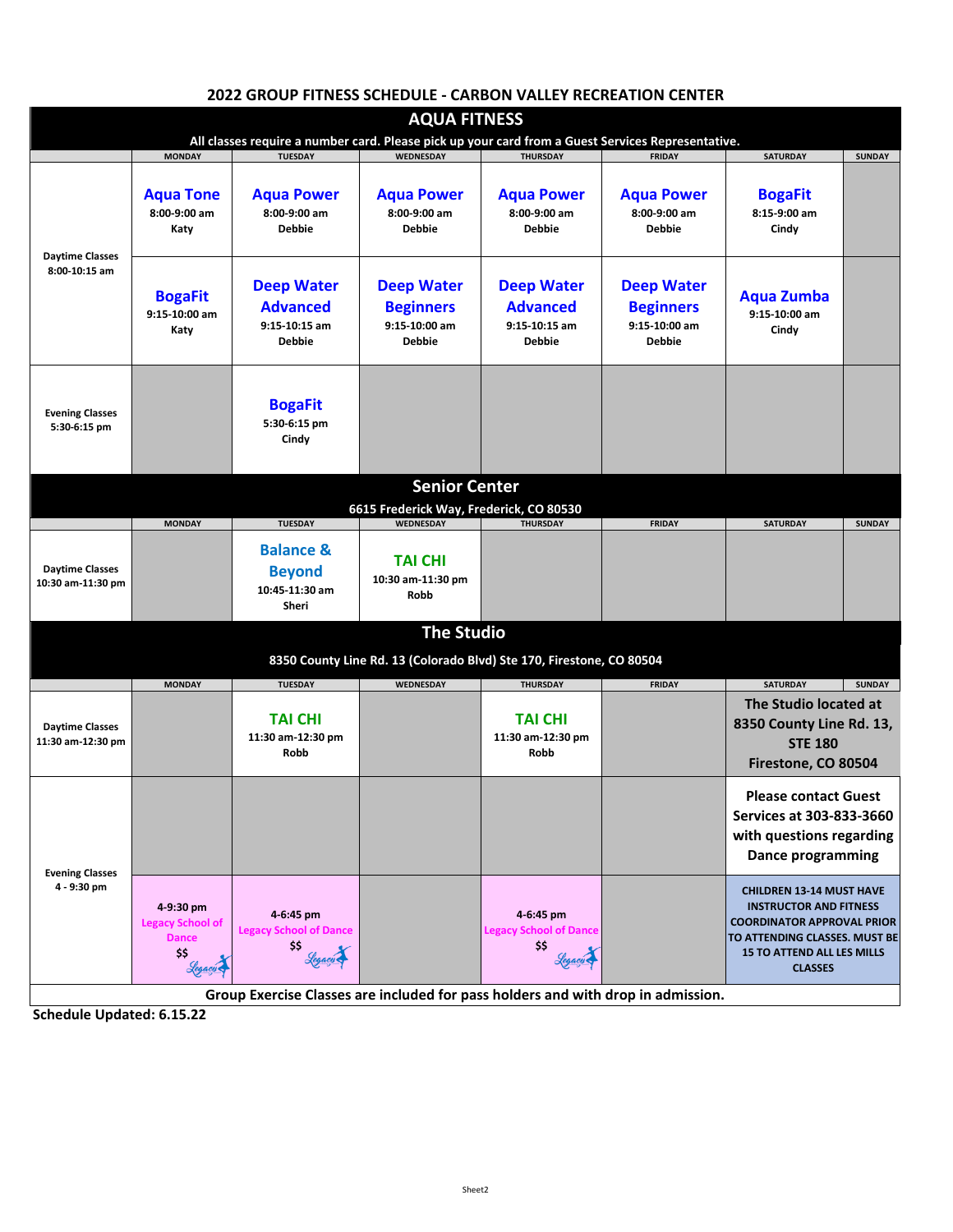# 2022 GROUP FITNESS SCHEDULE - CARBON VALLEY RECREATION CENTER

## AQUA FITNESS

**All classes require a number card. Please pick up your card from a Guest Services Representative.**

| | MONDAY | TUESDAY | WEDNESDAY | THURSDAY | FRIDAY | SATURDAY | SUNDAY |
|---|---|---|---|---|---|---|---|
| Daytime Classes 8:00-10:15 am | **Aqua Tone** 8:00-9:00 am Katy | **Aqua Power** 8:00-9:00 am Debbie | **Aqua Power** 8:00-9:00 am Debbie | **Aqua Power** 8:00-9:00 am Debbie | **Aqua Power** 8:00-9:00 am Debbie | **BogaFit** 8:15-9:00 am Cindy | |
| | **BogaFit** 9:15-10:00 am Katy | **Deep Water Advanced** 9:15-10:15 am Debbie | **Deep Water Beginners** 9:15-10:00 am Debbie | **Deep Water Advanced** 9:15-10:15 am Debbie | **Deep Water Beginners** 9:15-10:00 am Debbie | **Aqua Zumba** 9:15-10:00 am Cindy | |
| Evening Classes 5:30-6:15 pm | | **BogaFit** 5:30-6:15 pm Cindy | | | | | |

## Senior Center

**6615 Frederick Way, Frederick, CO 80530**

| | MONDAY | TUESDAY | WEDNESDAY | THURSDAY | FRIDAY | SATURDAY | SUNDAY |
|---|---|---|---|---|---|---|---|
| Daytime Classes 10:30 am-11:30 pm | | **Balance & Beyond** 10:45-11:30 am Sheri | **TAI CHI** 10:30 am-11:30 pm Robb | | | | |

## The Studio

**8350 County Line Rd. 13 (Colorado Blvd) Ste 170, Firestone, CO 80504**

| | MONDAY | TUESDAY | WEDNESDAY | THURSDAY | FRIDAY | SATURDAY / SUNDAY |
|---|---|---|---|---|---|---|
| Daytime Classes 11:30 am-12:30 pm | | **TAI CHI** 11:30 am-12:30 pm Robb | | **TAI CHI** 11:30 am-12:30 pm Robb | | **The Studio located at 8350 County Line Rd. 13, STE 180 Firestone, CO 80504** |
| Evening Classes 4 - 9:30 pm | | | | | | **Please contact Guest Services at 303-833-3660 with questions regarding Dance programming** |
| | 4-9:30 pm Legacy School of Dance $$ | 4-6:45 pm Legacy School of Dance $$ | | 4-6:45 pm Legacy School of Dance $$ | | **CHILDREN 13-14 MUST HAVE INSTRUCTOR AND FITNESS COORDINATOR APPROVAL PRIOR TO ATTENDING CLASSES. MUST BE 15 TO ATTEND ALL LES MILLS CLASSES** |

**Group Exercise Classes are included for pass holders and with drop in admission.**

**Schedule Updated: 6.15.22**